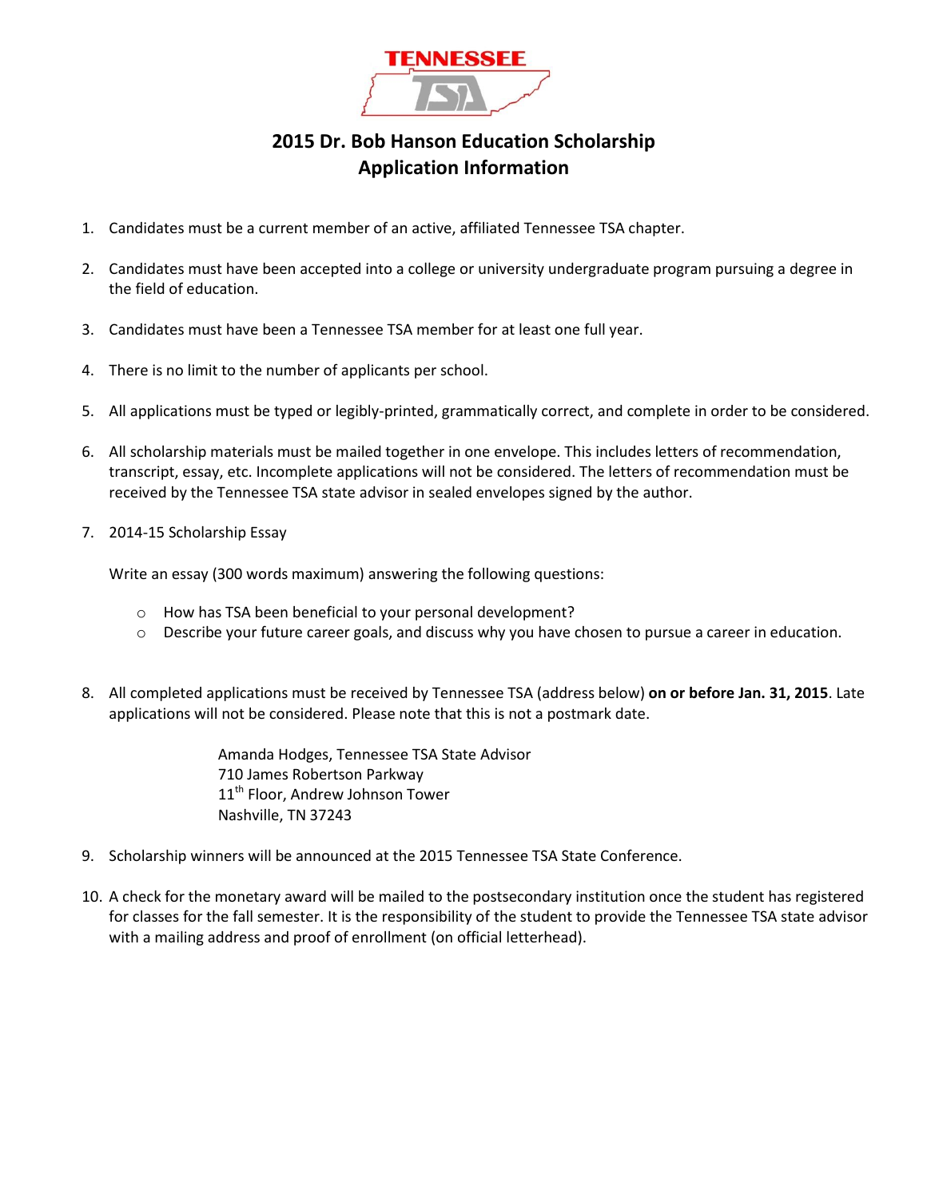# 2015 Dr. Bob Hanson Education Scholarship
# Application Information

1. Candidates must be a current member of an active, affiliated Tennessee TSA chapter.

2. Candidates must have been accepted into a college or university undergraduate program pursuing a degree in the field of education.

3. Candidates must have been a Tennessee TSA member for at least one full year.

4. There is no limit to the number of applicants per school.

5. All applications must be typed or legibly-printed, grammatically correct, and complete in order to be considered.

6. All scholarship materials must be mailed together in one envelope. This includes letters of recommendation, transcript, essay, etc. Incomplete applications will not be considered. The letters of recommendation must be received by the Tennessee TSA state advisor in sealed envelopes signed by the author.

7. 2014-15 Scholarship Essay

   Write an essay (300 words maximum) answering the following questions:

   - How has TSA been beneficial to your personal development?
   - Describe your future career goals, and discuss why you have chosen to pursue a career in education.

8. All completed applications must be received by Tennessee TSA (address below) **on or before Jan. 31, 2015**. Late applications will not be considered. Please note that this is not a postmark date.

   Amanda Hodges, Tennessee TSA State Advisor
   710 James Robertson Parkway
   11th Floor, Andrew Johnson Tower
   Nashville, TN 37243

9. Scholarship winners will be announced at the 2015 Tennessee TSA State Conference.

10. A check for the monetary award will be mailed to the postsecondary institution once the student has registered for classes for the fall semester. It is the responsibility of the student to provide the Tennessee TSA state advisor with a mailing address and proof of enrollment (on official letterhead).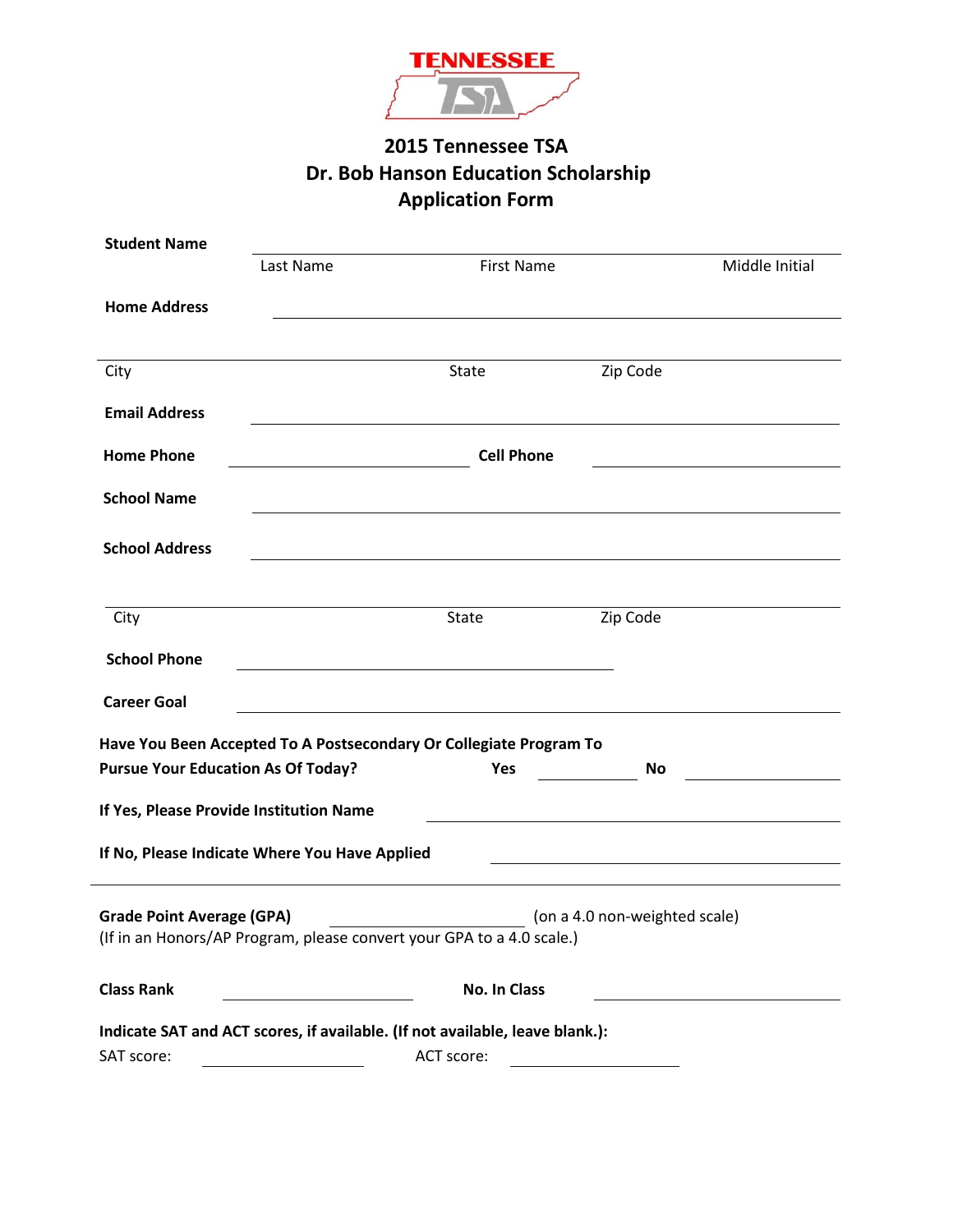TENNESSEE TSA

## 2015 Tennessee TSA
## Dr. Bob Hanson Education Scholarship
## Application Form

**Student Name** ______________________________________________

Last Name First Name Middle Initial

**Home Address** ______________________________________________

______________________________________________

City State Zip Code

**Email Address** ______________________________________________

**Home Phone** ____________________ **Cell Phone** ____________________

**School Name** ______________________________________________

**School Address** ______________________________________________

______________________________________________

City State Zip Code

**School Phone** ______________________________

**Career Goal** ______________________________________________

**Have You Been Accepted To A Postsecondary Or Collegiate Program To Pursue Your Education As Of Today?** **Yes** __________ **No** __________

**If Yes, Please Provide Institution Name** ______________________________

**If No, Please Indicate Where You Have Applied** ______________________________

---

**Grade Point Average (GPA)** ____________________ (on a 4.0 non-weighted scale)
(If in an Honors/AP Program, please convert your GPA to a 4.0 scale.)

**Class Rank** ____________________ **No. In Class** ____________________

**Indicate SAT and ACT scores, if available. (If not available, leave blank.):**

SAT score: ________________ ACT score: ________________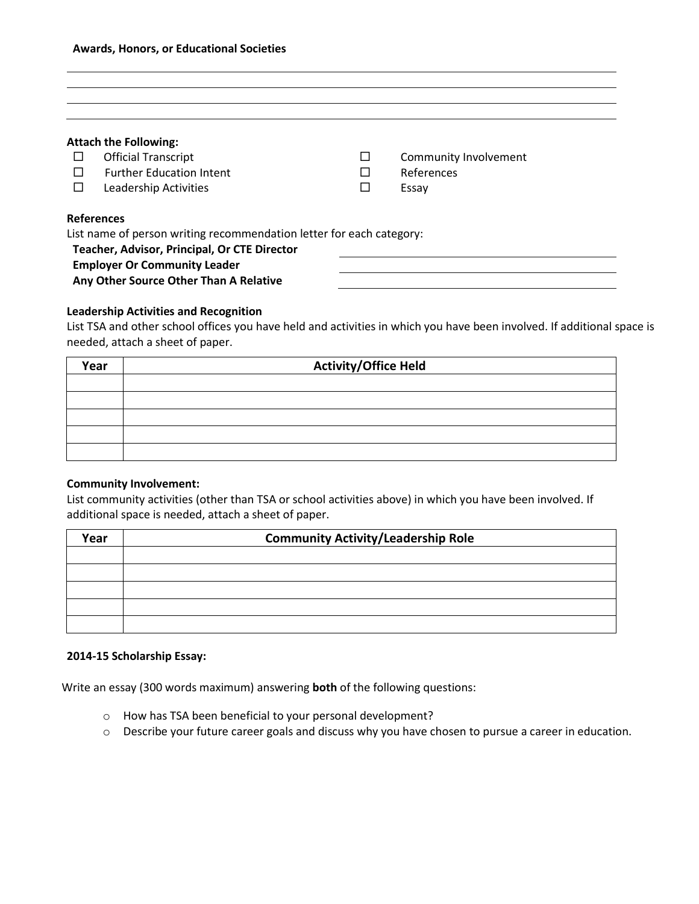**Awards, Honors, or Educational Societies**

**Attach the Following:**

- ☐ Official Transcript
- ☐ Further Education Intent
- ☐ Leadership Activities
- ☐ Community Involvement
- ☐ References
- ☐ Essay

**References**

List name of person writing recommendation letter for each category:

**Teacher, Advisor, Principal, Or CTE Director** ____________________

**Employer Or Community Leader** ____________________

**Any Other Source Other Than A Relative** ____________________

**Leadership Activities and Recognition**

List TSA and other school offices you have held and activities in which you have been involved. If additional space is needed, attach a sheet of paper.

| Year | Activity/Office Held |
| --- | --- |
| | |
| | |
| | |
| | |
| | |

**Community Involvement:**

List community activities (other than TSA or school activities above) in which you have been involved. If additional space is needed, attach a sheet of paper.

| Year | Community Activity/Leadership Role |
| --- | --- |
| | |
| | |
| | |
| | |
| | |

**2014-15 Scholarship Essay:**

Write an essay (300 words maximum) answering **both** of the following questions:

- How has TSA been beneficial to your personal development?
- Describe your future career goals and discuss why you have chosen to pursue a career in education.